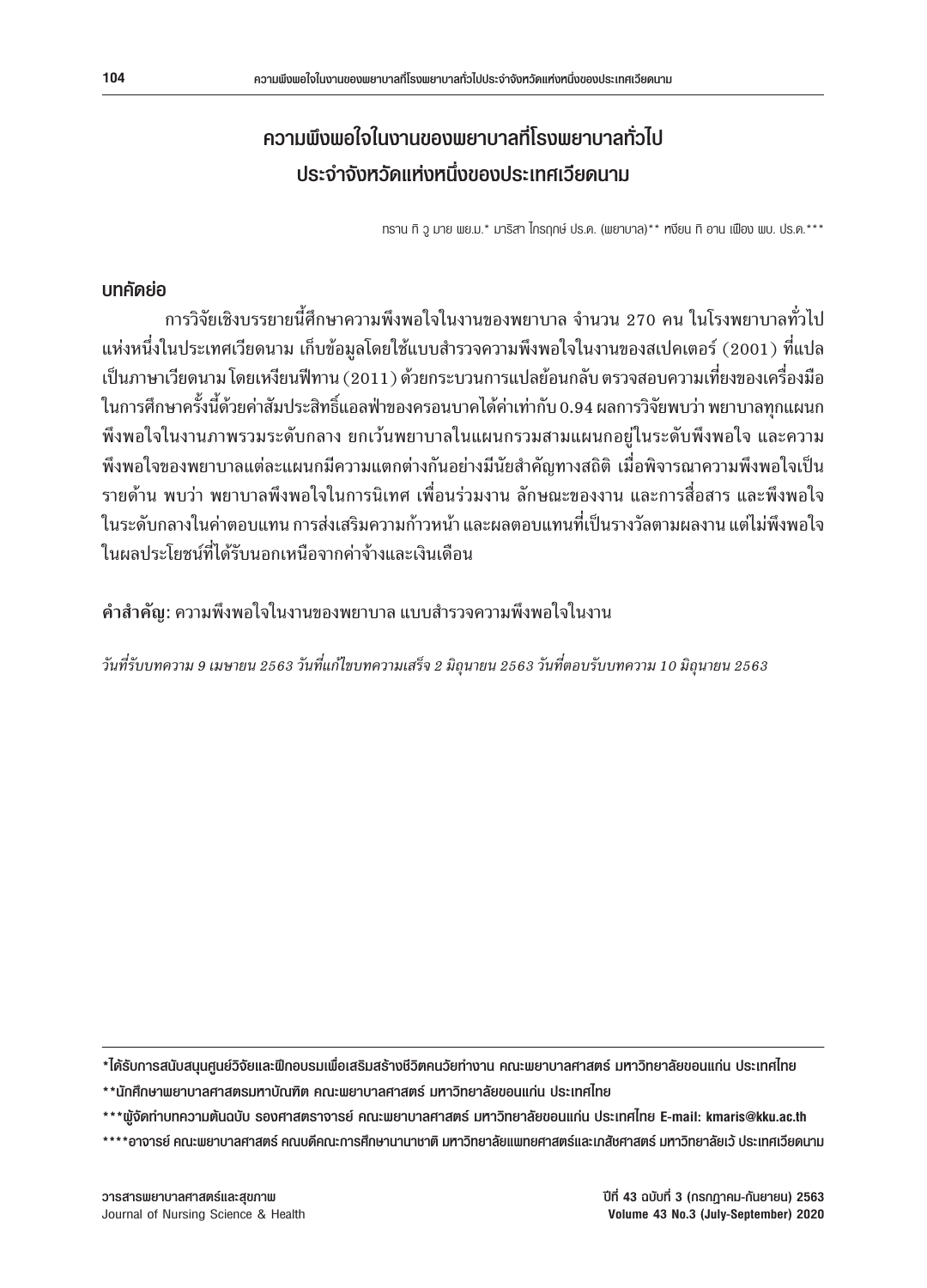# ความพึงพอใจในงานของพยาบาลที่โรงพยาบาลทั่วไปประจำจังหวัดแห่งหนึ่งของประเทศเวียดนาม

ทราน ทิ วู มาย พย.ม.* มาริสา ไกรฤกษ์ ปร.ด. (พยาบาล)** หงียน ทิ อาน เฟือง พบ. ปร.ด.***

## บทคัดย่อ

การวิจัยเชิงบรรยายนี้ศึกษาความพึงพอใจในงานของพยาบาล จำนวน 270 คน ในโรงพยาบาลทั่วไปแห่งหนึ่งในประเทศเวียดนาม เก็บข้อมูลโดยใช้แบบสำรวจความพึงพอใจในงานของสเปคเตอร์ (2001) ที่แปลเป็นภาษาเวียดนาม โดยเหงียนฟีทาน (2011) ด้วยกระบวนการแปลย้อนกลับ ตรวจสอบความเที่ยงของเครื่องมือในการศึกษาครั้งนี้ด้วยค่าสัมประสิทธิ์แอลฟ่าของครอนบาคได้ค่าเท่ากับ 0.94 ผลการวิจัยพบว่า พยาบาลทุกแผนกพึงพอใจในงานภาพรวมระดับกลาง ยกเว้นพยาบาลในแผนกรวมสามแผนกอยู่ในระดับพึงพอใจ และความพึงพอใจของพยาบาลแต่ละแผนกมีความแตกต่างกันอย่างมีนัยสำคัญทางสถิติ เมื่อพิจารณาความพึงพอใจเป็นรายด้าน พบว่า พยาบาลพึงพอใจในการนิเทศ เพื่อนร่วมงาน ลักษณะของงาน และการสื่อสาร และพึงพอใจในระดับกลางในค่าตอบแทน การส่งเสริมความก้าวหน้า และผลตอบแทนที่เป็นรางวัลตามผลงาน แต่ไม่พึงพอใจในผลประโยชน์ที่ได้รับนอกเหนือจากค่าจ้างและเงินเดือน

**คำสำคัญ**: ความพึงพอใจในงานของพยาบาล แบบสำรวจความพึงพอใจในงาน

*วันที่รับบทความ 9 เมษายน 2563 วันที่แก้ไขบทความเสร็จ 2 มิถุนายน 2563 วันที่ตอบรับบทความ 10 มิถุนายน 2563*

---

*ได้รับการสนับสนุนศูนย์วิจัยและฝึกอบรมเพื่อเสริมสร้างชีวิตคนวัยทำงาน คณะพยาบาลศาสตร์ มหาวิทยาลัยขอนแก่น ประเทศไทย

**นักศึกษาพยาบาลศาสตรมหาบัณฑิต คณะพยาบาลศาสตร์ มหาวิทยาลัยขอนแก่น ประเทศไทย

***ผู้จัดทำบทความต้นฉบับ รองศาสตราจารย์ คณะพยาบาลศาสตร์ มหาวิทยาลัยขอนแก่น ประเทศไทย E-mail: kmaris@kku.ac.th

****อาจารย์ คณะพยาบาลศาสตร์ คณบดีคณะการศึกษานานาชาติ มหาวิทยาลัยแพทยศาสตร์และเภสัชศาสตร์ มหาวิทยาลัยเว้ ประเทศเวียดนาม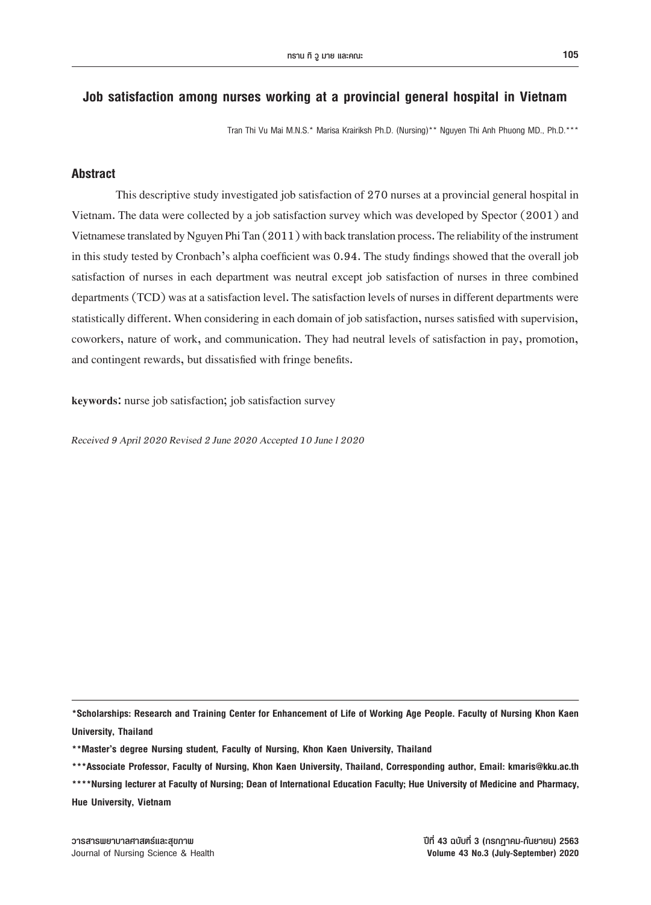# Job satisfaction among nurses working at a provincial general hospital in Vietnam

Tran Thi Vu Mai M.N.S.* Marisa Krairiksh Ph.D. (Nursing)** Nguyen Thi Anh Phuong MD., Ph.D.***

## Abstract

This descriptive study investigated job satisfaction of 270 nurses at a provincial general hospital in Vietnam. The data were collected by a job satisfaction survey which was developed by Spector (2001) and Vietnamese translated by Nguyen Phi Tan (2011) with back translation process. The reliability of the instrument in this study tested by Cronbach's alpha coefficient was 0.94. The study findings showed that the overall job satisfaction of nurses in each department was neutral except job satisfaction of nurses in three combined departments (TCD) was at a satisfaction level. The satisfaction levels of nurses in different departments were statistically different. When considering in each domain of job satisfaction, nurses satisfied with supervision, coworkers, nature of work, and communication. They had neutral levels of satisfaction in pay, promotion, and contingent rewards, but dissatisfied with fringe benefits.

**keywords**: nurse job satisfaction; job satisfaction survey

*Received 9 April 2020 Revised 2 June 2020 Accepted 10 June l 2020*

---

**\*Scholarships: Research and Training Center for Enhancement of Life of Working Age People. Faculty of Nursing Khon Kaen University, Thailand**

**\*\*Master's degree Nursing student, Faculty of Nursing, Khon Kaen University, Thailand**

**\*\*\*Associate Professor, Faculty of Nursing, Khon Kaen University, Thailand, Corresponding author, Email: kmaris@kku.ac.th**

**\*\*\*\*Nursing lecturer at Faculty of Nursing; Dean of International Education Faculty; Hue University of Medicine and Pharmacy, Hue University, Vietnam**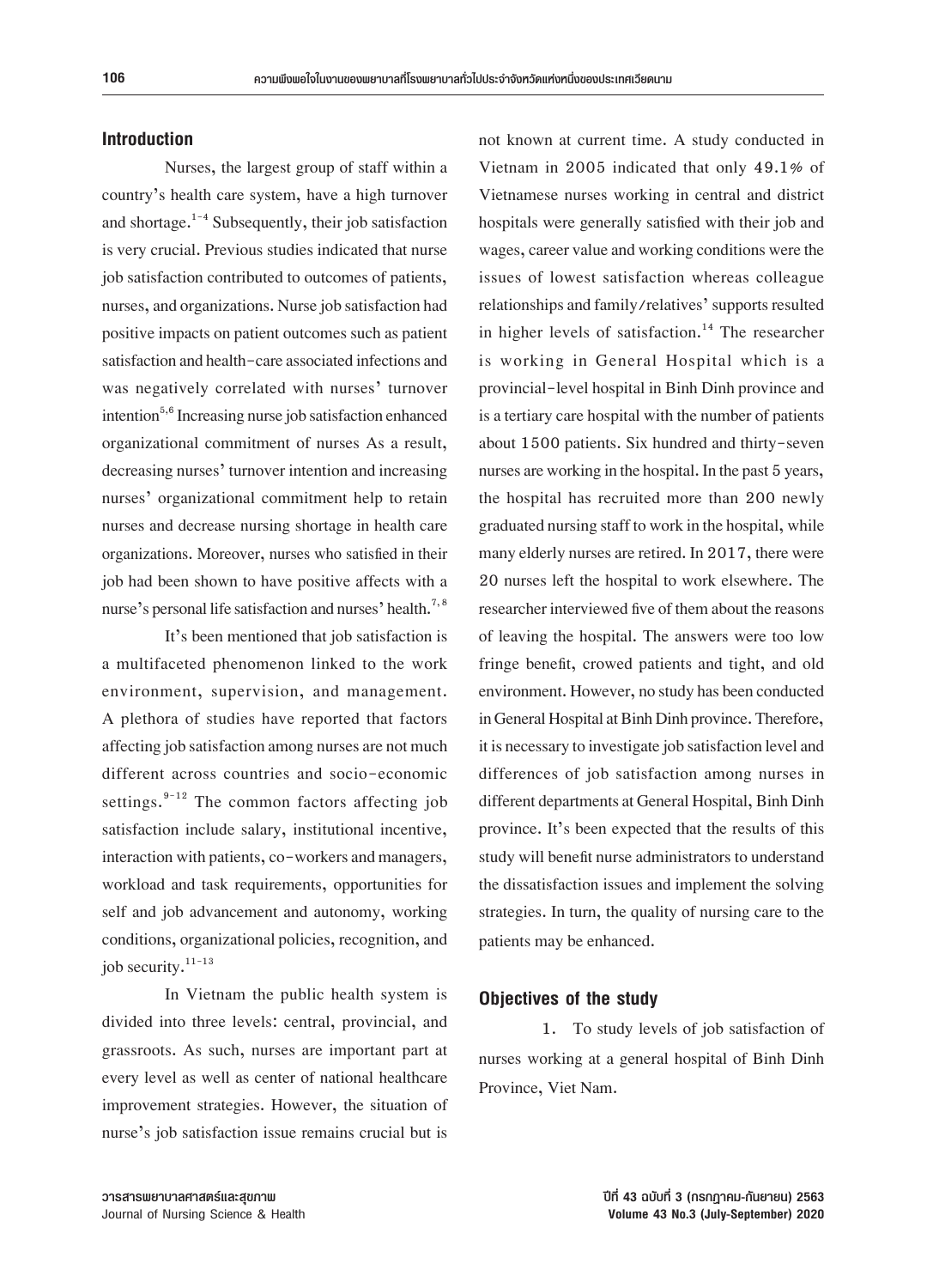## Introduction

Nurses, the largest group of staff within a country's health care system, have a high turnover and shortage.[1-4] Subsequently, their job satisfaction is very crucial. Previous studies indicated that nurse job satisfaction contributed to outcomes of patients, nurses, and organizations. Nurse job satisfaction had positive impacts on patient outcomes such as patient satisfaction and health-care associated infections and was negatively correlated with nurses' turnover intention[5,6] Increasing nurse job satisfaction enhanced organizational commitment of nurses As a result, decreasing nurses' turnover intention and increasing nurses' organizational commitment help to retain nurses and decrease nursing shortage in health care organizations. Moreover, nurses who satisfied in their job had been shown to have positive affects with a nurse's personal life satisfaction and nurses' health.[7,8]

It's been mentioned that job satisfaction is a multifaceted phenomenon linked to the work environment, supervision, and management. A plethora of studies have reported that factors affecting job satisfaction among nurses are not much different across countries and socio-economic settings.[9-12] The common factors affecting job satisfaction include salary, institutional incentive, interaction with patients, co-workers and managers, workload and task requirements, opportunities for self and job advancement and autonomy, working conditions, organizational policies, recognition, and job security.[11-13]

In Vietnam the public health system is divided into three levels: central, provincial, and grassroots. As such, nurses are important part at every level as well as center of national healthcare improvement strategies. However, the situation of nurse's job satisfaction issue remains crucial but is not known at current time. A study conducted in Vietnam in 2005 indicated that only 49.1% of Vietnamese nurses working in central and district hospitals were generally satisfied with their job and wages, career value and working conditions were the issues of lowest satisfaction whereas colleague relationships and family/relatives' supports resulted in higher levels of satisfaction.[14] The researcher is working in General Hospital which is a provincial-level hospital in Binh Dinh province and is a tertiary care hospital with the number of patients about 1500 patients. Six hundred and thirty-seven nurses are working in the hospital. In the past 5 years, the hospital has recruited more than 200 newly graduated nursing staff to work in the hospital, while many elderly nurses are retired. In 2017, there were 20 nurses left the hospital to work elsewhere. The researcher interviewed five of them about the reasons of leaving the hospital. The answers were too low fringe benefit, crowed patients and tight, and old environment. However, no study has been conducted in General Hospital at Binh Dinh province. Therefore, it is necessary to investigate job satisfaction level and differences of job satisfaction among nurses in different departments at General Hospital, Binh Dinh province. It's been expected that the results of this study will benefit nurse administrators to understand the dissatisfaction issues and implement the solving strategies. In turn, the quality of nursing care to the patients may be enhanced.

## Objectives of the study

1. To study levels of job satisfaction of nurses working at a general hospital of Binh Dinh Province, Viet Nam.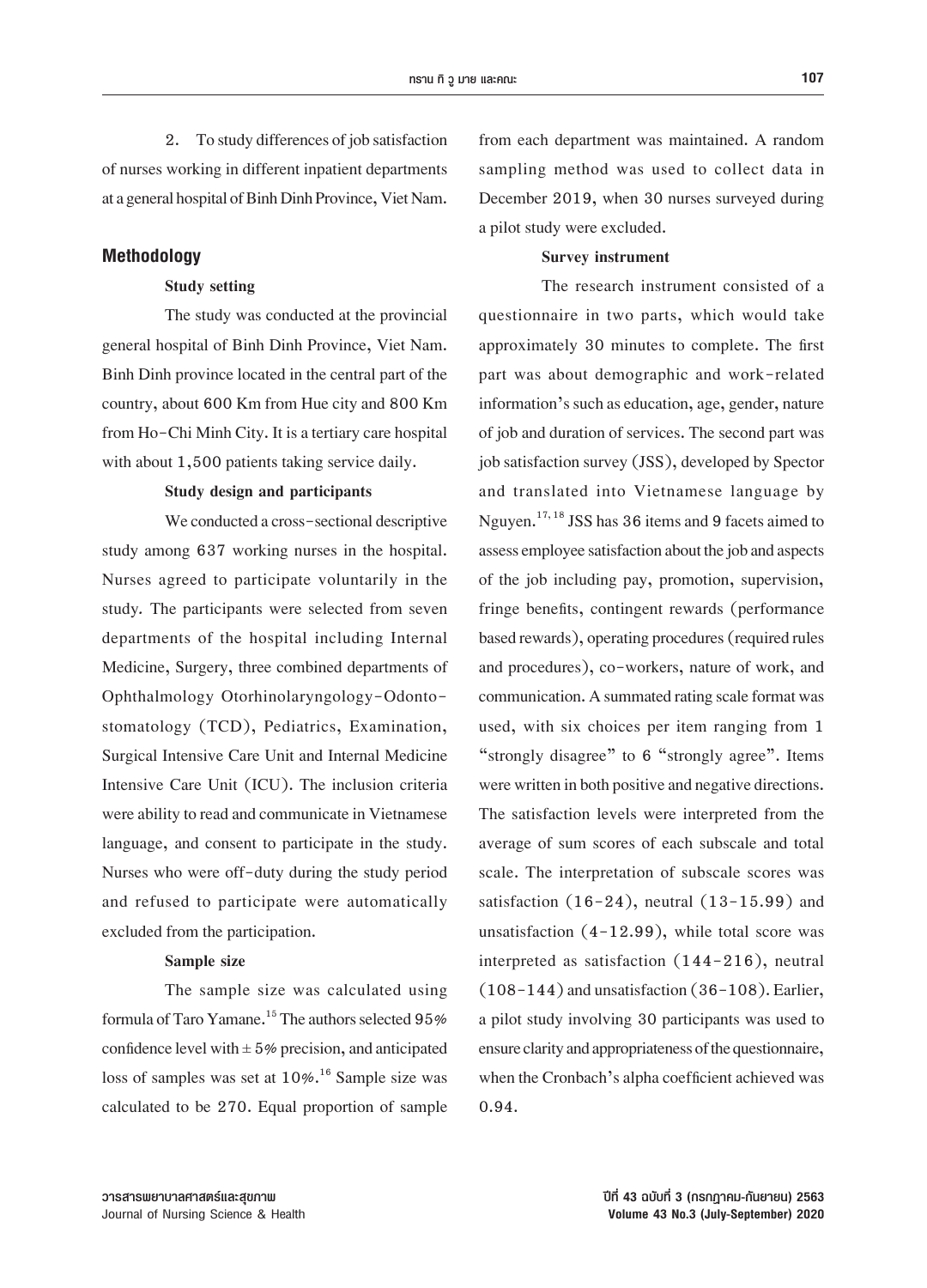2. To study differences of job satisfaction of nurses working in different inpatient departments at a general hospital of Binh Dinh Province, Viet Nam.

## Methodology

**Study setting**

The study was conducted at the provincial general hospital of Binh Dinh Province, Viet Nam. Binh Dinh province located in the central part of the country, about 600 Km from Hue city and 800 Km from Ho-Chi Minh City. It is a tertiary care hospital with about 1,500 patients taking service daily.

**Study design and participants**

We conducted a cross-sectional descriptive study among 637 working nurses in the hospital. Nurses agreed to participate voluntarily in the study. The participants were selected from seven departments of the hospital including Internal Medicine, Surgery, three combined departments of Ophthalmology Otorhinolaryngology-Odontostomatology (TCD), Pediatrics, Examination, Surgical Intensive Care Unit and Internal Medicine Intensive Care Unit (ICU). The inclusion criteria were ability to read and communicate in Vietnamese language, and consent to participate in the study. Nurses who were off-duty during the study period and refused to participate were automatically excluded from the participation.

**Sample size**

The sample size was calculated using formula of Taro Yamane.[15] The authors selected 95% confidence level with ± 5% precision, and anticipated loss of samples was set at 10%.[16] Sample size was calculated to be 270. Equal proportion of sample from each department was maintained. A random sampling method was used to collect data in December 2019, when 30 nurses surveyed during a pilot study were excluded.

**Survey instrument**

The research instrument consisted of a questionnaire in two parts, which would take approximately 30 minutes to complete. The first part was about demographic and work-related information's such as education, age, gender, nature of job and duration of services. The second part was job satisfaction survey (JSS), developed by Spector and translated into Vietnamese language by Nguyen.[17, 18] JSS has 36 items and 9 facets aimed to assess employee satisfaction about the job and aspects of the job including pay, promotion, supervision, fringe benefits, contingent rewards (performance based rewards), operating procedures (required rules and procedures), co-workers, nature of work, and communication. A summated rating scale format was used, with six choices per item ranging from 1 "strongly disagree" to 6 "strongly agree". Items were written in both positive and negative directions. The satisfaction levels were interpreted from the average of sum scores of each subscale and total scale. The interpretation of subscale scores was satisfaction (16-24), neutral (13-15.99) and unsatisfaction (4-12.99), while total score was interpreted as satisfaction (144-216), neutral (108-144) and unsatisfaction (36-108). Earlier, a pilot study involving 30 participants was used to ensure clarity and appropriateness of the questionnaire, when the Cronbach's alpha coefficient achieved was 0.94.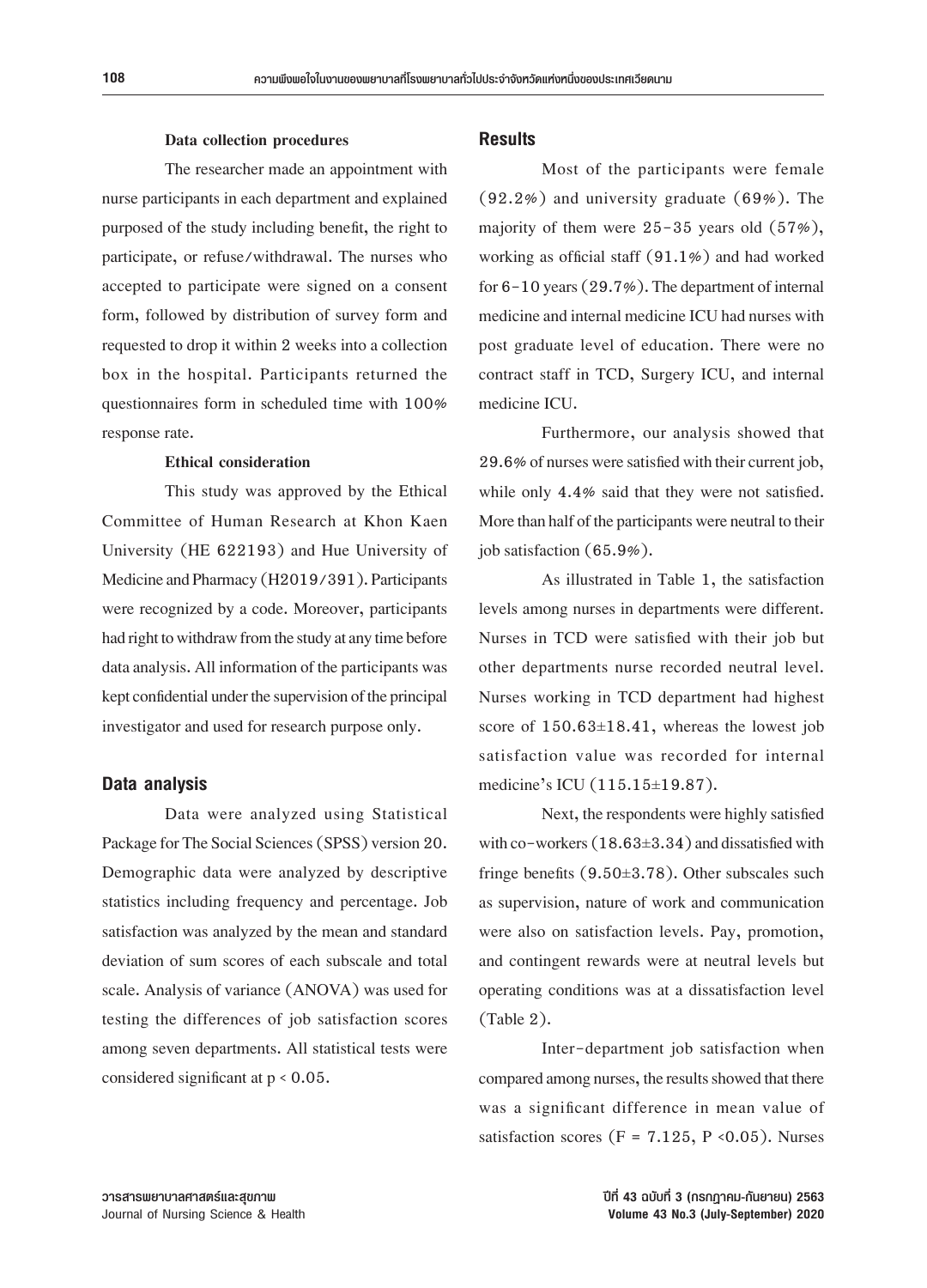**Data collection procedures**

The researcher made an appointment with nurse participants in each department and explained purposed of the study including benefit, the right to participate, or refuse/withdrawal. The nurses who accepted to participate were signed on a consent form, followed by distribution of survey form and requested to drop it within 2 weeks into a collection box in the hospital. Participants returned the questionnaires form in scheduled time with 100% response rate.

**Ethical consideration**

This study was approved by the Ethical Committee of Human Research at Khon Kaen University (HE 622193) and Hue University of Medicine and Pharmacy (H2019/391). Participants were recognized by a code. Moreover, participants had right to withdraw from the study at any time before data analysis. All information of the participants was kept confidential under the supervision of the principal investigator and used for research purpose only.

## Data analysis

Data were analyzed using Statistical Package for The Social Sciences (SPSS) version 20. Demographic data were analyzed by descriptive statistics including frequency and percentage. Job satisfaction was analyzed by the mean and standard deviation of sum scores of each subscale and total scale. Analysis of variance (ANOVA) was used for testing the differences of job satisfaction scores among seven departments. All statistical tests were considered significant at $p < 0.05$.

## Results

Most of the participants were female (92.2%) and university graduate (69%). The majority of them were 25-35 years old (57%), working as official staff (91.1%) and had worked for 6-10 years (29.7%). The department of internal medicine and internal medicine ICU had nurses with post graduate level of education. There were no contract staff in TCD, Surgery ICU, and internal medicine ICU.

Furthermore, our analysis showed that 29.6% of nurses were satisfied with their current job, while only 4.4% said that they were not satisfied. More than half of the participants were neutral to their job satisfaction (65.9%).

As illustrated in Table 1, the satisfaction levels among nurses in departments were different. Nurses in TCD were satisfied with their job but other departments nurse recorded neutral level. Nurses working in TCD department had highest score of $150.63 \pm 18.41$, whereas the lowest job satisfaction value was recorded for internal medicine's ICU ($115.15 \pm 19.87$).

Next, the respondents were highly satisfied with co-workers ($18.63 \pm 3.34$) and dissatisfied with fringe benefits ($9.50 \pm 3.78$). Other subscales such as supervision, nature of work and communication were also on satisfaction levels. Pay, promotion, and contingent rewards were at neutral levels but operating conditions was at a dissatisfaction level (Table 2).

Inter-department job satisfaction when compared among nurses, the results showed that there was a significant difference in mean value of satisfaction scores ($F = 7.125$, $P < 0.05$). Nurses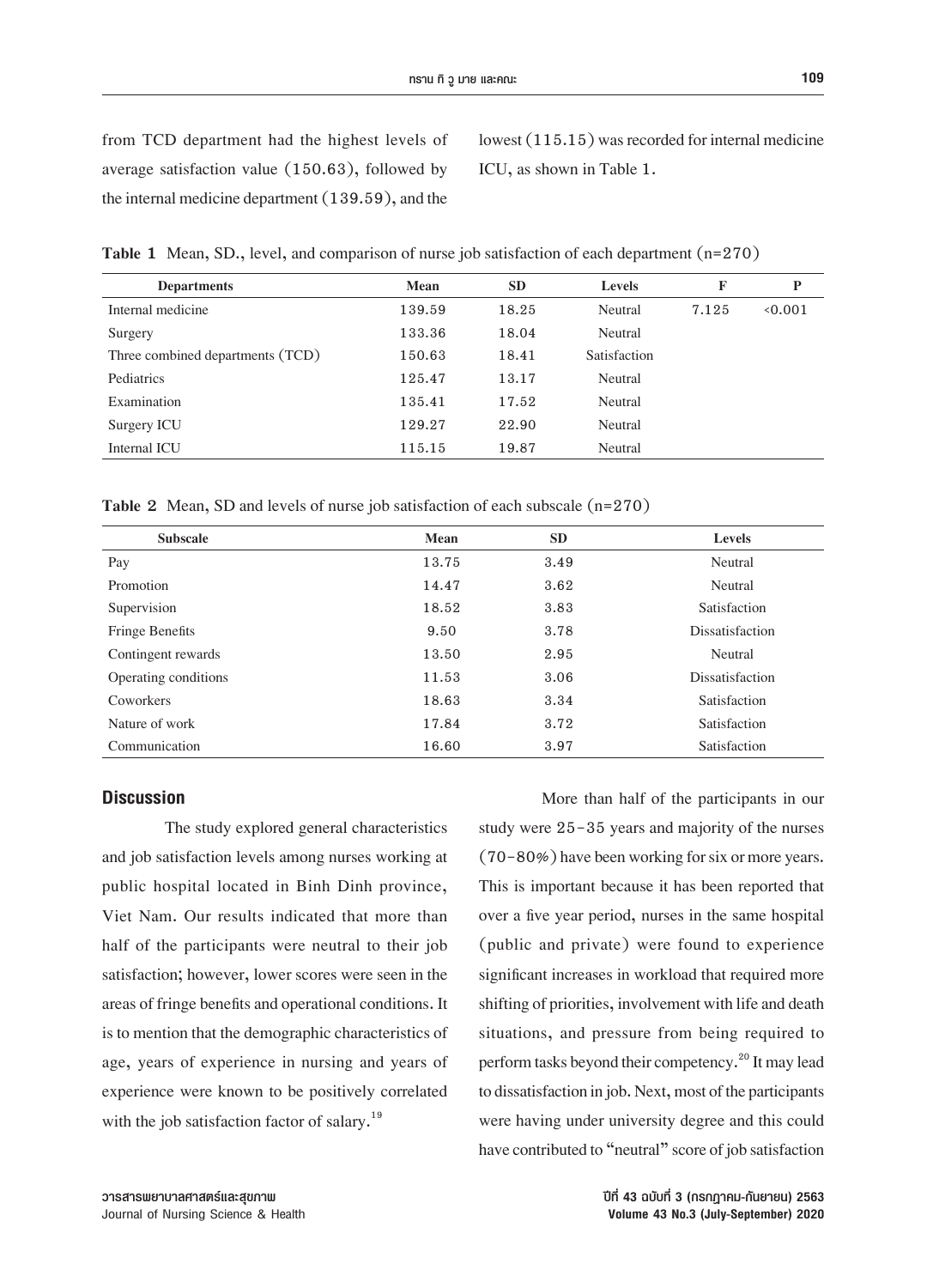from TCD department had the highest levels of average satisfaction value (150.63), followed by the internal medicine department (139.59), and the lowest (115.15) was recorded for internal medicine ICU, as shown in Table 1.

**Table 1** Mean, SD., level, and comparison of nurse job satisfaction of each department (n=270)

| Departments | Mean | SD | Levels | F | P |
|---|---|---|---|---|---|
| Internal medicine | 139.59 | 18.25 | Neutral | 7.125 | <0.001 |
| Surgery | 133.36 | 18.04 | Neutral | | |
| Three combined departments (TCD) | 150.63 | 18.41 | Satisfaction | | |
| Pediatrics | 125.47 | 13.17 | Neutral | | |
| Examination | 135.41 | 17.52 | Neutral | | |
| Surgery ICU | 129.27 | 22.90 | Neutral | | |
| Internal ICU | 115.15 | 19.87 | Neutral | | |

**Table 2** Mean, SD and levels of nurse job satisfaction of each subscale (n=270)

| Subscale | Mean | SD | Levels |
|---|---|---|---|
| Pay | 13.75 | 3.49 | Neutral |
| Promotion | 14.47 | 3.62 | Neutral |
| Supervision | 18.52 | 3.83 | Satisfaction |
| Fringe Benefits | 9.50 | 3.78 | Dissatisfaction |
| Contingent rewards | 13.50 | 2.95 | Neutral |
| Operating conditions | 11.53 | 3.06 | Dissatisfaction |
| Coworkers | 18.63 | 3.34 | Satisfaction |
| Nature of work | 17.84 | 3.72 | Satisfaction |
| Communication | 16.60 | 3.97 | Satisfaction |

## Discussion

The study explored general characteristics and job satisfaction levels among nurses working at public hospital located in Binh Dinh province, Viet Nam. Our results indicated that more than half of the participants were neutral to their job satisfaction; however, lower scores were seen in the areas of fringe benefits and operational conditions. It is to mention that the demographic characteristics of age, years of experience in nursing and years of experience were known to be positively correlated with the job satisfaction factor of salary.[19]

More than half of the participants in our study were 25-35 years and majority of the nurses (70-80%) have been working for six or more years. This is important because it has been reported that over a five year period, nurses in the same hospital (public and private) were found to experience significant increases in workload that required more shifting of priorities, involvement with life and death situations, and pressure from being required to perform tasks beyond their competency.[20] It may lead to dissatisfaction in job. Next, most of the participants were having under university degree and this could have contributed to "neutral" score of job satisfaction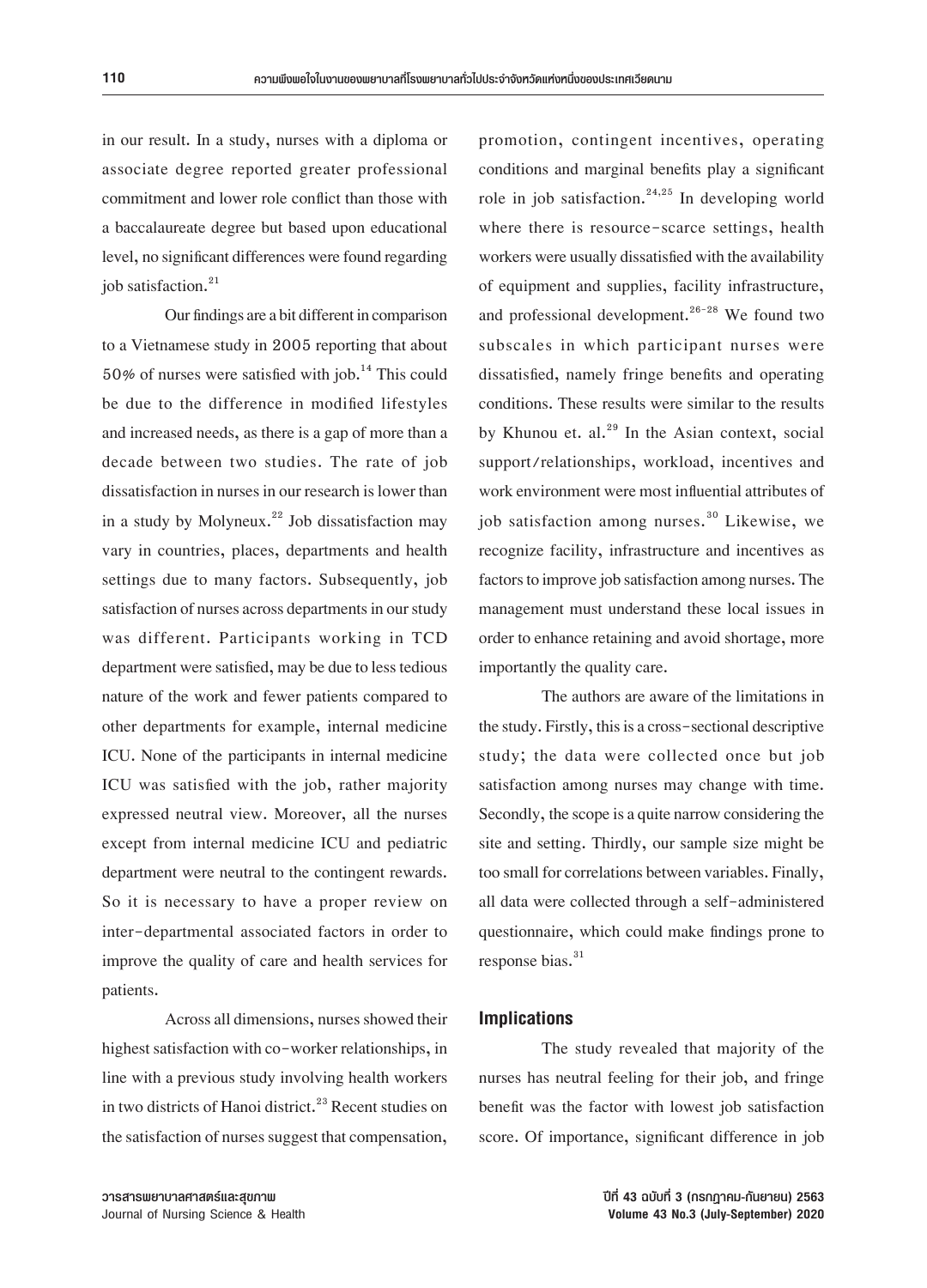in our result. In a study, nurses with a diploma or associate degree reported greater professional commitment and lower role conflict than those with a baccalaureate degree but based upon educational level, no significant differences were found regarding job satisfaction.[21]

Our findings are a bit different in comparison to a Vietnamese study in 2005 reporting that about 50% of nurses were satisfied with job.[14] This could be due to the difference in modified lifestyles and increased needs, as there is a gap of more than a decade between two studies. The rate of job dissatisfaction in nurses in our research is lower than in a study by Molyneux.[22] Job dissatisfaction may vary in countries, places, departments and health settings due to many factors. Subsequently, job satisfaction of nurses across departments in our study was different. Participants working in TCD department were satisfied, may be due to less tedious nature of the work and fewer patients compared to other departments for example, internal medicine ICU. None of the participants in internal medicine ICU was satisfied with the job, rather majority expressed neutral view. Moreover, all the nurses except from internal medicine ICU and pediatric department were neutral to the contingent rewards. So it is necessary to have a proper review on inter-departmental associated factors in order to improve the quality of care and health services for patients.

Across all dimensions, nurses showed their highest satisfaction with co-worker relationships, in line with a previous study involving health workers in two districts of Hanoi district.[23] Recent studies on the satisfaction of nurses suggest that compensation, promotion, contingent incentives, operating conditions and marginal benefits play a significant role in job satisfaction.[24,25] In developing world where there is resource-scarce settings, health workers were usually dissatisfied with the availability of equipment and supplies, facility infrastructure, and professional development.[26-28] We found two subscales in which participant nurses were dissatisfied, namely fringe benefits and operating conditions. These results were similar to the results by Khunou et. al.[29] In the Asian context, social support/relationships, workload, incentives and work environment were most influential attributes of job satisfaction among nurses.[30] Likewise, we recognize facility, infrastructure and incentives as factors to improve job satisfaction among nurses. The management must understand these local issues in order to enhance retaining and avoid shortage, more importantly the quality care.

The authors are aware of the limitations in the study. Firstly, this is a cross-sectional descriptive study; the data were collected once but job satisfaction among nurses may change with time. Secondly, the scope is a quite narrow considering the site and setting. Thirdly, our sample size might be too small for correlations between variables. Finally, all data were collected through a self-administered questionnaire, which could make findings prone to response bias.[31]

## Implications

The study revealed that majority of the nurses has neutral feeling for their job, and fringe benefit was the factor with lowest job satisfaction score. Of importance, significant difference in job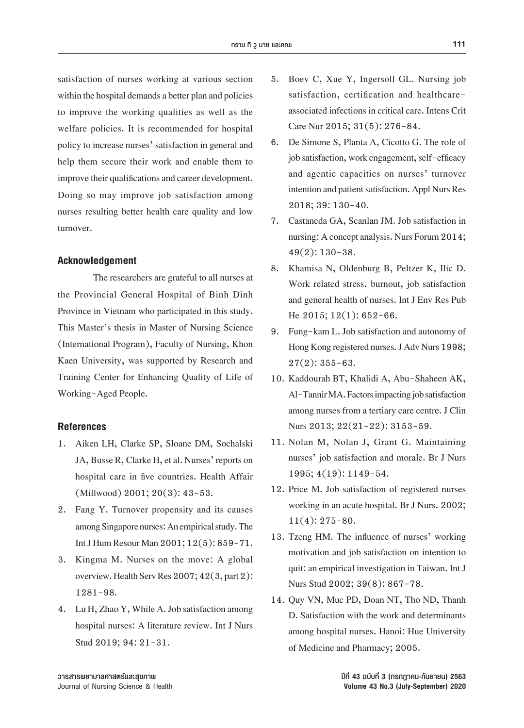satisfaction of nurses working at various section within the hospital demands a better plan and policies to improve the working qualities as well as the welfare policies. It is recommended for hospital policy to increase nurses' satisfaction in general and help them secure their work and enable them to improve their qualifications and career development. Doing so may improve job satisfaction among nurses resulting better health care quality and low turnover.

## Acknowledgement

The researchers are grateful to all nurses at the Provincial General Hospital of Binh Dinh Province in Vietnam who participated in this study. This Master's thesis in Master of Nursing Science (International Program), Faculty of Nursing, Khon Kaen University, was supported by Research and Training Center for Enhancing Quality of Life of Working-Aged People.

## References

1. Aiken LH, Clarke SP, Sloane DM, Sochalski JA, Busse R, Clarke H, et al. Nurses' reports on hospital care in five countries. Health Affair (Millwood) 2001; 20(3): 43-53.
2. Fang Y. Turnover propensity and its causes among Singapore nurses: An empirical study. The Int J Hum Resour Man 2001; 12(5): 859-71.
3. Kingma M. Nurses on the move: A global overview. Health Serv Res 2007; 42(3, part 2): 1281-98.
4. Lu H, Zhao Y, While A. Job satisfaction among hospital nurses: A literature review. Int J Nurs Stud 2019; 94: 21-31.
5. Boev C, Xue Y, Ingersoll GL. Nursing job satisfaction, certification and healthcare-associated infections in critical care. Intens Crit Care Nur 2015; 31(5): 276-84.
6. De Simone S, Planta A, Cicotto G. The role of job satisfaction, work engagement, self-efficacy and agentic capacities on nurses' turnover intention and patient satisfaction. Appl Nurs Res 2018; 39: 130-40.
7. Castaneda GA, Scanlan JM. Job satisfaction in nursing: A concept analysis. Nurs Forum 2014; 49(2): 130-38.
8. Khamisa N, Oldenburg B, Peltzer K, Ilic D. Work related stress, burnout, job satisfaction and general health of nurses. Int J Env Res Pub He 2015; 12(1): 652-66.
9. Fung-kam L. Job satisfaction and autonomy of Hong Kong registered nurses. J Adv Nurs 1998; 27(2): 355-63.
10. Kaddourah BT, Khalidi A, Abu-Shaheen AK, Al-Tannir MA. Factors impacting job satisfaction among nurses from a tertiary care centre. J Clin Nurs 2013; 22(21-22): 3153-59.
11. Nolan M, Nolan J, Grant G. Maintaining nurses' job satisfaction and morale. Br J Nurs 1995; 4(19): 1149-54.
12. Price M. Job satisfaction of registered nurses working in an acute hospital. Br J Nurs. 2002; 11(4): 275-80.
13. Tzeng HM. The influence of nurses' working motivation and job satisfaction on intention to quit: an empirical investigation in Taiwan. Int J Nurs Stud 2002; 39(8): 867-78.
14. Quy VN, Muc PD, Doan NT, Tho ND, Thanh D. Satisfaction with the work and determinants among hospital nurses. Hanoi: Hue University of Medicine and Pharmacy; 2005.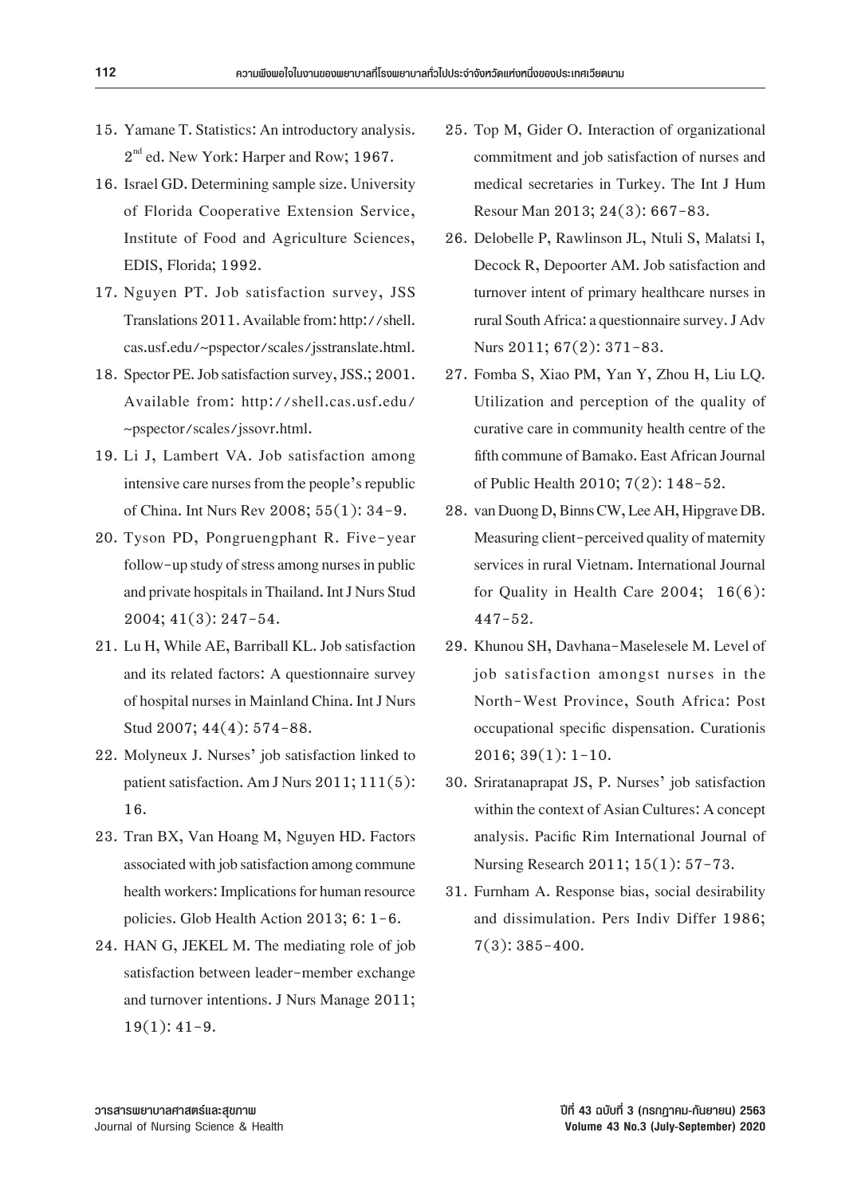15. Yamane T. Statistics: An introductory analysis. 2[nd] ed. New York: Harper and Row; 1967.
16. Israel GD. Determining sample size. University of Florida Cooperative Extension Service, Institute of Food and Agriculture Sciences, EDIS, Florida; 1992.
17. Nguyen PT. Job satisfaction survey, JSS Translations 2011. Available from: http://shell.cas.usf.edu/~pspector/scales/jsstranslate.html.
18. Spector PE. Job satisfaction survey, JSS.; 2001. Available from: http://shell.cas.usf.edu/~pspector/scales/jssovr.html.
19. Li J, Lambert VA. Job satisfaction among intensive care nurses from the people's republic of China. Int Nurs Rev 2008; 55(1): 34-9.
20. Tyson PD, Pongruengphant R. Five-year follow-up study of stress among nurses in public and private hospitals in Thailand. Int J Nurs Stud 2004; 41(3): 247-54.
21. Lu H, While AE, Barriball KL. Job satisfaction and its related factors: A questionnaire survey of hospital nurses in Mainland China. Int J Nurs Stud 2007; 44(4): 574-88.
22. Molyneux J. Nurses' job satisfaction linked to patient satisfaction. Am J Nurs 2011; 111(5): 16.
23. Tran BX, Van Hoang M, Nguyen HD. Factors associated with job satisfaction among commune health workers: Implications for human resource policies. Glob Health Action 2013; 6: 1-6.
24. HAN G, JEKEL M. The mediating role of job satisfaction between leader-member exchange and turnover intentions. J Nurs Manage 2011; 19(1): 41-9.
25. Top M, Gider O. Interaction of organizational commitment and job satisfaction of nurses and medical secretaries in Turkey. The Int J Hum Resour Man 2013; 24(3): 667-83.
26. Delobelle P, Rawlinson JL, Ntuli S, Malatsi I, Decock R, Depoorter AM. Job satisfaction and turnover intent of primary healthcare nurses in rural South Africa: a questionnaire survey. J Adv Nurs 2011; 67(2): 371-83.
27. Fomba S, Xiao PM, Yan Y, Zhou H, Liu LQ. Utilization and perception of the quality of curative care in community health centre of the fifth commune of Bamako. East African Journal of Public Health 2010; 7(2): 148-52.
28. van Duong D, Binns CW, Lee AH, Hipgrave DB. Measuring client-perceived quality of maternity services in rural Vietnam. International Journal for Quality in Health Care 2004; 16(6): 447-52.
29. Khunou SH, Davhana-Maselesele M. Level of job satisfaction amongst nurses in the North-West Province, South Africa: Post occupational specific dispensation. Curationis 2016; 39(1): 1-10.
30. Sriratanaprapat JS, P. Nurses' job satisfaction within the context of Asian Cultures: A concept analysis. Pacific Rim International Journal of Nursing Research 2011; 15(1): 57-73.
31. Furnham A. Response bias, social desirability and dissimulation. Pers Indiv Differ 1986; 7(3): 385-400.